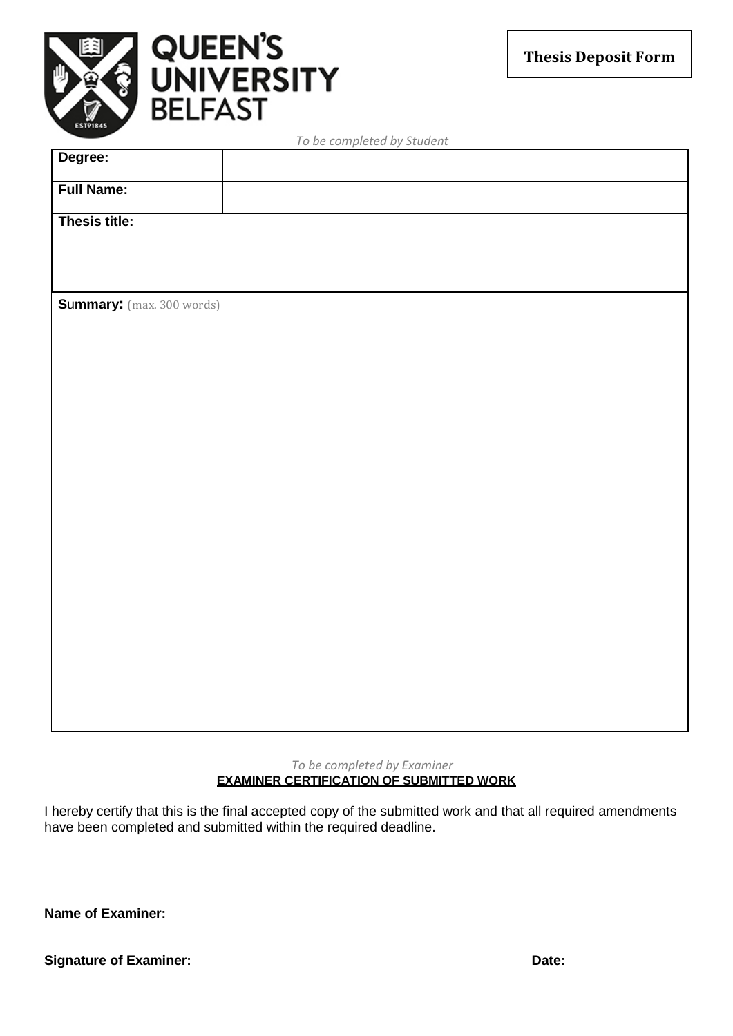QUEEN'S UNIVERSITY BELFAST

**Thesis Deposit Form**

*To be completed by Student*

| **Degree:** | |
|---|---|
| **Full Name:** | |
| **Thesis title:** | |

**Summary:** (max. 300 words)

*To be completed by Examiner*

**EXAMINER CERTIFICATION OF SUBMITTED WORK**

I hereby certify that this is the final accepted copy of the submitted work and that all required amendments have been completed and submitted within the required deadline.

**Name of Examiner:**

**Signature of Examiner:** **Date:**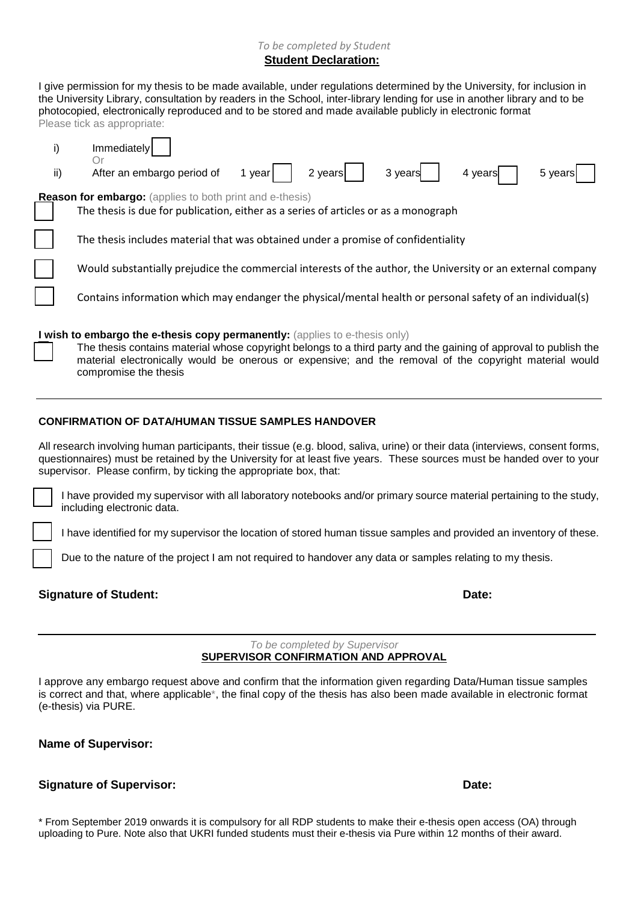*To be completed by Student*

**Student Declaration:**

I give permission for my thesis to be made available, under regulations determined by the University, for inclusion in the University Library, consultation by readers in the School, inter-library lending for use in another library and to be photocopied, electronically reproduced and to be stored and made available publicly in electronic format

Please tick as appropriate:

i) Immediately ☐

Or

ii) After an embargo period of 1 year ☐ 2 years ☐ 3 years ☐ 4 years ☐ 5 years ☐

**Reason for embargo:** (applies to both print and e-thesis)

☐ The thesis is due for publication, either as a series of articles or as a monograph

☐ The thesis includes material that was obtained under a promise of confidentiality

☐ Would substantially prejudice the commercial interests of the author, the University or an external company

☐ Contains information which may endanger the physical/mental health or personal safety of an individual(s)

**I wish to embargo the e-thesis copy permanently:** (applies to e-thesis only)

☐ The thesis contains material whose copyright belongs to a third party and the gaining of approval to publish the material electronically would be onerous or expensive; and the removal of the copyright material would compromise the thesis

---

**CONFIRMATION OF DATA/HUMAN TISSUE SAMPLES HANDOVER**

All research involving human participants, their tissue (e.g. blood, saliva, urine) or their data (interviews, consent forms, questionnaires) must be retained by the University for at least five years. These sources must be handed over to your supervisor. Please confirm, by ticking the appropriate box, that:

☐ I have provided my supervisor with all laboratory notebooks and/or primary source material pertaining to the study, including electronic data.

☐ I have identified for my supervisor the location of stored human tissue samples and provided an inventory of these.

☐ Due to the nature of the project I am not required to handover any data or samples relating to my thesis.

**Signature of Student:** **Date:**

---

*To be completed by Supervisor*

**SUPERVISOR CONFIRMATION AND APPROVAL**

I approve any embargo request above and confirm that the information given regarding Data/Human tissue samples is correct and that, where applicable*, the final copy of the thesis has also been made available in electronic format (e-thesis) via PURE.

**Name of Supervisor:**

**Signature of Supervisor:** **Date:**

* From September 2019 onwards it is compulsory for all RDP students to make their e-thesis open access (OA) through uploading to Pure. Note also that UKRI funded students must their e-thesis via Pure within 12 months of their award.